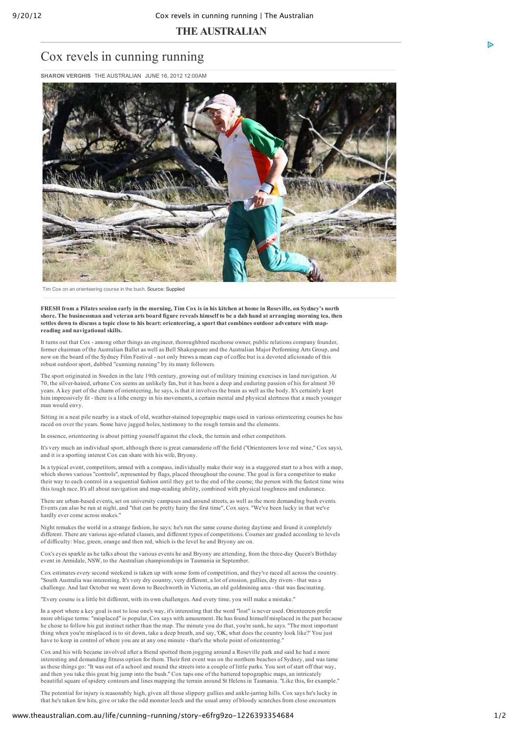# Cox revels in cunning running

SHARON VERGHIS THE AUSTRALIAN JUNE 16, 2012 12:00AM

Tim Cox on an orienteering course in the bush. Source: Supplied

**FRESH from a Pilates session early in the morning, Tim Cox is in his kitchen at home in Roseville, on Sydney's north shore. The businessman and veteran arts board figure reveals himself to be a dab hand at arranging morning tea, then settles down to discuss a topic close to his heart: orienteering, a sport that combines outdoor adventure with map-reading and navigational skills.**

It turns out that Cox - among other things an engineer, thoroughbred racehorse owner, public relations company founder, former chairman of the Australian Ballet as well as Bell Shakespeare and the Australian Major Performing Arts Group, and now on the board of the Sydney Film Festival - not only brews a mean cup of coffee but is a devoted aficionado of this robust outdoor sport, dubbed "cunning running" by its many followers.

The sport originated in Sweden in the late 19th century, growing out of military training exercises in land navigation. At 70, the silver-haired, urbane Cox seems an unlikely fan, but it has been a deep and enduring passion of his for almost 30 years. A key part of the charm of orienteering, he says, is that it involves the brain as well as the body. It's certainly kept him impressively fit - there is a lithe energy in his movements, a certain mental and physical alertness that a much younger man would envy.

Sitting in a neat pile nearby is a stack of old, weather-stained topographic maps used in various orienteering courses he has raced on over the years. Some have jagged holes, testimony to the rough terrain and the elements.

In essence, orienteering is about pitting yourself against the clock, the terrain and other competitors.

It's very much an individual sport, although there is great camaraderie off the field ("Orienteerers love red wine," Cox says), and it is a sporting interest Cox can share with his wife, Bryony.

In a typical event, competitors, armed with a compass, individually make their way in a staggered start to a box with a map, which shows various "controls", represented by flags, placed throughout the course. The goal is for a competitor to make their way to each control in a sequential fashion until they get to the end of the course; the person with the fastest time wins this tough race. It's all about navigation and map-reading ability, combined with physical toughness and endurance.

There are urban-based events, set on university campuses and around streets, as well as the more demanding bush events. Events can also be run at night, and "that can be pretty hairy the first time", Cox says. "We've been lucky in that we've hardly ever come across snakes."

Night remakes the world in a strange fashion, he says: he's run the same course during daytime and found it completely different. There are various age-related classes, and different types of competitions. Courses are graded according to levels of difficulty: blue, green, orange and then red, which is the level he and Bryony are on.

Cox's eyes sparkle as he talks about the various events he and Bryony are attending, from the three-day Queen's Birthday event in Armidale, NSW, to the Australian championships in Tasmania in September.

Cox estimates every second weekend is taken up with some form of competition, and they've raced all across the country. "South Australia was interesting. It's very dry country, very different, a lot of erosion, gullies, dry rivers - that was a challenge. And last October we went down to Beechworth in Victoria, an old goldmining area - that was fascinating.

"Every course is a little bit different, with its own challenges. And every time, you will make a mistake."

In a sport where a key goal is not to lose one's way, it's interesting that the word "lost" is never used. Orienteerers prefer more oblique terms: "misplaced" is popular, Cox says with amusement. He has found himself misplaced in the past because he chose to follow his gut instinct rather than the map. The minute you do that, you're sunk, he says. "The most important thing when you're misplaced is to sit down, take a deep breath, and say, 'OK, what does the country look like?' You just have to keep in control of where you are at any one minute - that's the whole point of orienteering."

Cox and his wife became involved after a friend spotted them jogging around a Roseville park and said he had a more interesting and demanding fitness option for them. Their first event was on the northern beaches of Sydney, and was tame as these things go: "It was out of a school and round the streets into a couple of little parks. You sort of start off that way, and then you take this great big jump into the bush." Cox taps one of the battered topographic maps, an intricately beautiful square of spidery contours and lines mapping the terrain around St Helens in Tasmania. "Like this, for example."

The potential for injury is reasonably high, given all those slippery gullies and ankle-jarring hills. Cox says he's lucky in that he's taken few hits, give or take the odd monster leech and the usual array of bloody scratches from close encounters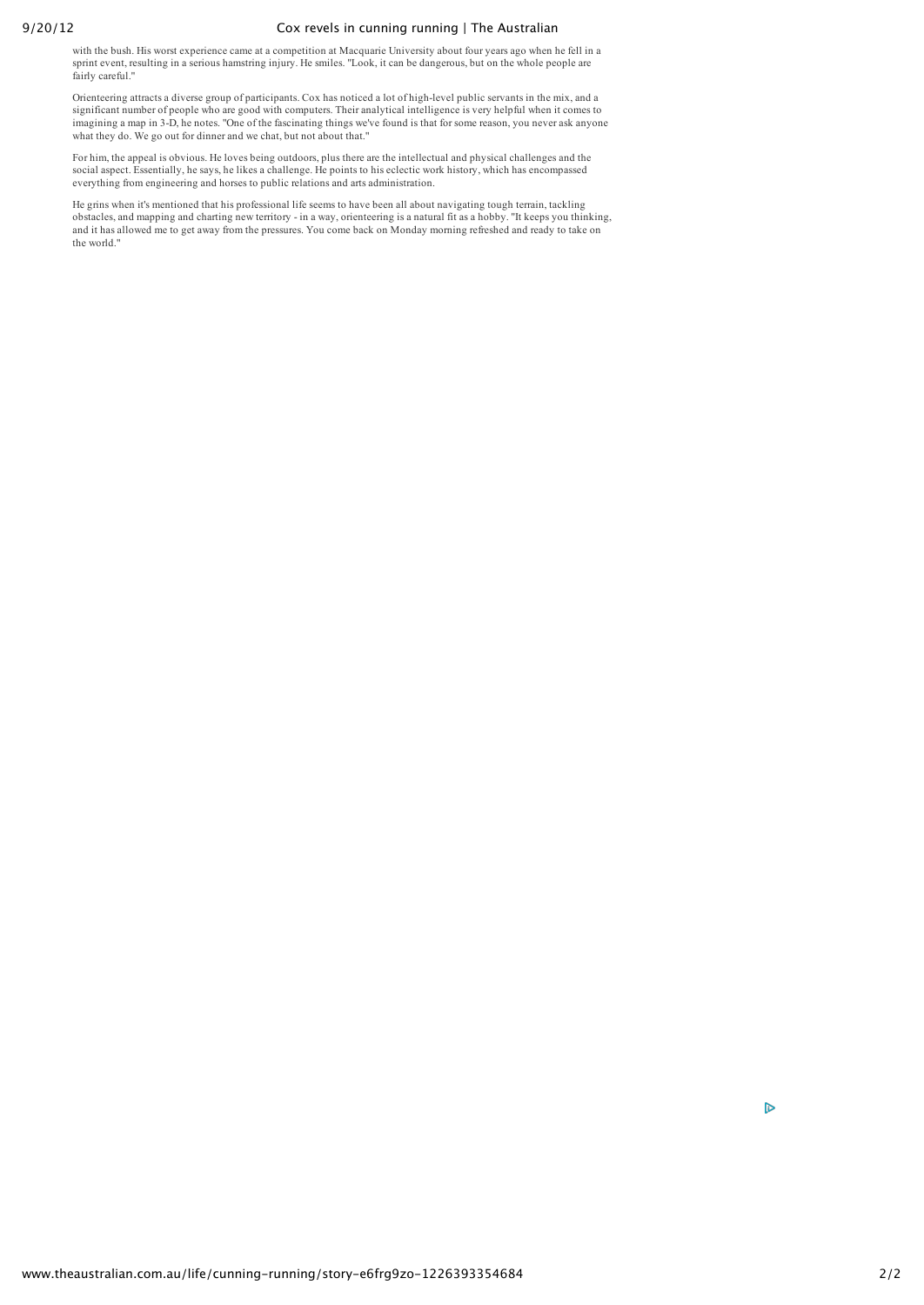with the bush. His worst experience came at a competition at Macquarie University about four years ago when he fell in a sprint event, resulting in a serious hamstring injury. He smiles. "Look, it can be dangerous, but on the whole people are fairly careful."

Orienteering attracts a diverse group of participants. Cox has noticed a lot of high-level public servants in the mix, and a significant number of people who are good with computers. Their analytical intelligence is very helpful when it comes to imagining a map in 3-D, he notes. "One of the fascinating things we've found is that for some reason, you never ask anyone what they do. We go out for dinner and we chat, but not about that."

For him, the appeal is obvious. He loves being outdoors, plus there are the intellectual and physical challenges and the social aspect. Essentially, he says, he likes a challenge. He points to his eclectic work history, which has encompassed everything from engineering and horses to public relations and arts administration.

He grins when it's mentioned that his professional life seems to have been all about navigating tough terrain, tackling obstacles, and mapping and charting new territory - in a way, orienteering is a natural fit as a hobby. "It keeps you thinking, and it has allowed me to get away from the pressures. You come back on Monday morning refreshed and ready to take on the world."